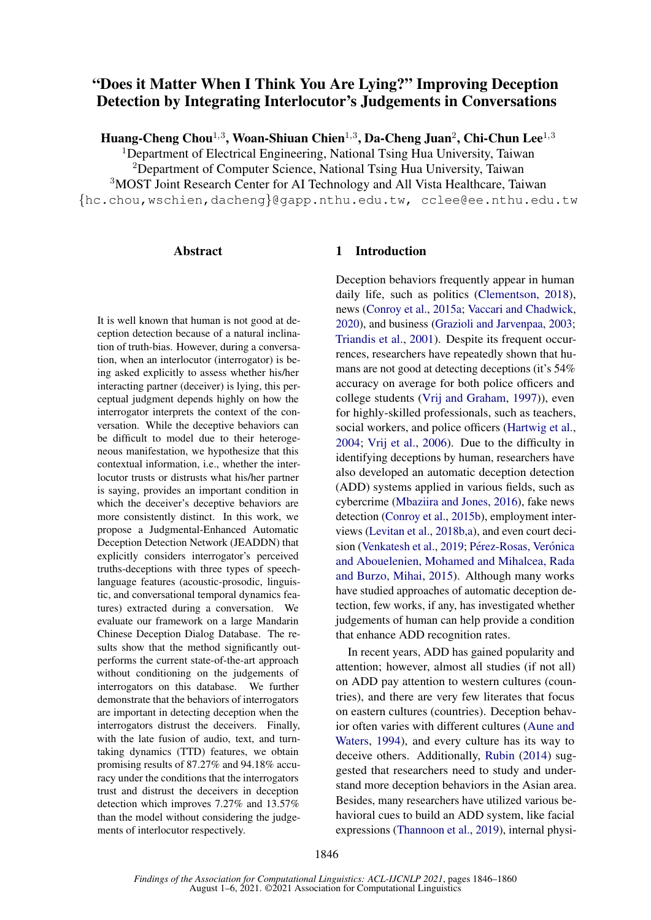# "Does it Matter When I Think You Are Lying?" Improving Deception Detection by Integrating Interlocutor's Judgements in Conversations

**Huang-Cheng Chou**[1,3], **Woan-Shiuan Chien**[1,3], **Da-Cheng Juan**[2], **Chi-Chun Lee**[1,3]

[1]Department of Electrical Engineering, National Tsing Hua University, Taiwan
[2]Department of Computer Science, National Tsing Hua University, Taiwan
[3]MOST Joint Research Center for AI Technology and All Vista Healthcare, Taiwan
{hc.chou,wschien,dacheng}@gapp.nthu.edu.tw, cclee@ee.nthu.edu.tw

## Abstract

It is well known that human is not good at deception detection because of a natural inclination of truth-bias. However, during a conversation, when an interlocutor (interrogator) is being asked explicitly to assess whether his/her interacting partner (deceiver) is lying, this perceptual judgment depends highly on how the interrogator interprets the context of the conversation. While the deceptive behaviors can be difficult to model due to their heterogeneous manifestation, we hypothesize that this contextual information, i.e., whether the interlocutor trusts or distrusts what his/her partner is saying, provides an important condition in which the deceiver's deceptive behaviors are more consistently distinct. In this work, we propose a Judgmental-Enhanced Automatic Deception Detection Network (JEADDN) that explicitly considers interrogator's perceived truths-deceptions with three types of speech-language features (acoustic-prosodic, linguistic, and conversational temporal dynamics features) extracted during a conversation. We evaluate our framework on a large Mandarin Chinese Deception Dialog Database. The results show that the method significantly outperforms the current state-of-the-art approach without conditioning on the judgements of interrogators on this database. We further demonstrate that the behaviors of interrogators are important in detecting deception when the interrogators distrust the deceivers. Finally, with the late fusion of audio, text, and turn-taking dynamics (TTD) features, we obtain promising results of 87.27% and 94.18% accuracy under the conditions that the interrogators trust and distrust the deceivers in deception detection which improves 7.27% and 13.57% than the model without considering the judgements of interlocutor respectively.

## 1 Introduction

Deception behaviors frequently appear in human daily life, such as politics (Clementson, 2018), news (Conroy et al., 2015a; Vaccari and Chadwick, 2020), and business (Grazioli and Jarvenpaa, 2003; Triandis et al., 2001). Despite its frequent occurrences, researchers have repeatedly shown that humans are not good at detecting deceptions (it's 54% accuracy on average for both police officers and college students (Vrij and Graham, 1997)), even for highly-skilled professionals, such as teachers, social workers, and police officers (Hartwig et al., 2004; Vrij et al., 2006). Due to the difficulty in identifying deceptions by human, researchers have also developed an automatic deception detection (ADD) systems applied in various fields, such as cybercrime (Mbaziira and Jones, 2016), fake news detection (Conroy et al., 2015b), employment interviews (Levitan et al., 2018b,a), and even court decision (Venkatesh et al., 2019; Pérez-Rosas, Verónica and Abouelenien, Mohamed and Mihalcea, Rada and Burzo, Mihai, 2015). Although many works have studied approaches of automatic deception detection, few works, if any, has investigated whether judgements of human can help provide a condition that enhance ADD recognition rates.

In recent years, ADD has gained popularity and attention; however, almost all studies (if not all) on ADD pay attention to western cultures (countries), and there are very few literates that focus on eastern cultures (countries). Deception behavior often varies with different cultures (Aune and Waters, 1994), and every culture has its way to deceive others. Additionally, Rubin (2014) suggested that researchers need to study and understand more deception behaviors in the Asian area. Besides, many researchers have utilized various behavioral cues to build an ADD system, like facial expressions (Thannoon et al., 2019), internal physi-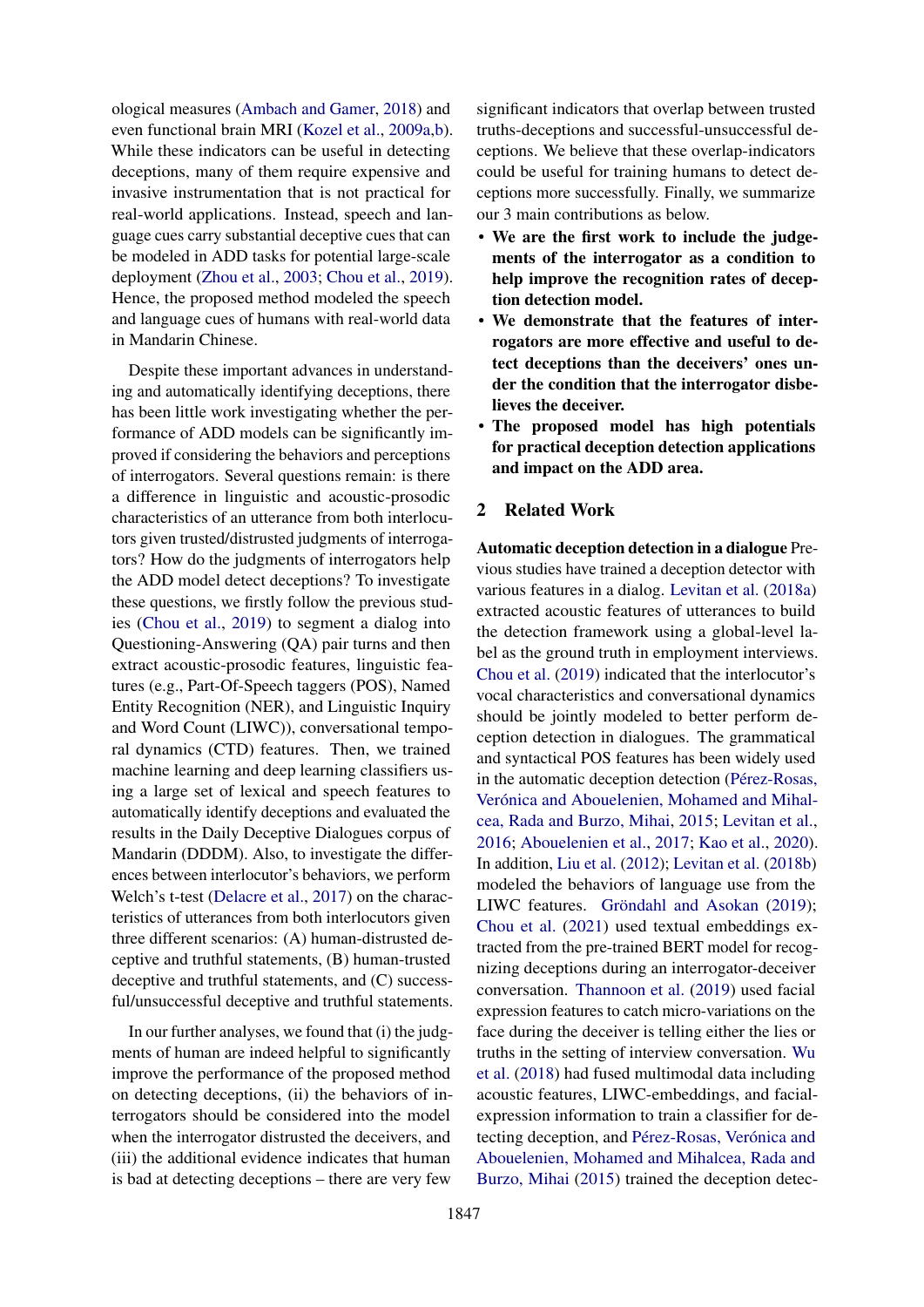ological measures (Ambach and Gamer, 2018) and even functional brain MRI (Kozel et al., 2009a,b). While these indicators can be useful in detecting deceptions, many of them require expensive and invasive instrumentation that is not practical for real-world applications. Instead, speech and language cues carry substantial deceptive cues that can be modeled in ADD tasks for potential large-scale deployment (Zhou et al., 2003; Chou et al., 2019). Hence, the proposed method modeled the speech and language cues of humans with real-world data in Mandarin Chinese.

Despite these important advances in understanding and automatically identifying deceptions, there has been little work investigating whether the performance of ADD models can be significantly improved if considering the behaviors and perceptions of interrogators. Several questions remain: is there a difference in linguistic and acoustic-prosodic characteristics of an utterance from both interlocutors given trusted/distrusted judgments of interrogators? How do the judgments of interrogators help the ADD model detect deceptions? To investigate these questions, we firstly follow the previous studies (Chou et al., 2019) to segment a dialog into Questioning-Answering (QA) pair turns and then extract acoustic-prosodic features, linguistic features (e.g., Part-Of-Speech taggers (POS), Named Entity Recognition (NER), and Linguistic Inquiry and Word Count (LIWC)), conversational temporal dynamics (CTD) features. Then, we trained machine learning and deep learning classifiers using a large set of lexical and speech features to automatically identify deceptions and evaluated the results in the Daily Deceptive Dialogues corpus of Mandarin (DDDM). Also, to investigate the differences between interlocutor's behaviors, we perform Welch's t-test (Delacre et al., 2017) on the characteristics of utterances from both interlocutors given three different scenarios: (A) human-distrusted deceptive and truthful statements, (B) human-trusted deceptive and truthful statements, and (C) successful/unsuccessful deceptive and truthful statements.

In our further analyses, we found that (i) the judgments of human are indeed helpful to significantly improve the performance of the proposed method on detecting deceptions, (ii) the behaviors of interrogators should be considered into the model when the interrogator distrusted the deceivers, and (iii) the additional evidence indicates that human is bad at detecting deceptions – there are very few significant indicators that overlap between trusted truths-deceptions and successful-unsuccessful deceptions. We believe that these overlap-indicators could be useful for training humans to detect deceptions more successfully. Finally, we summarize our 3 main contributions as below.

- **We are the first work to include the judgements of the interrogator as a condition to help improve the recognition rates of deception detection model.**
- **We demonstrate that the features of interrogators are more effective and useful to detect deceptions than the deceivers' ones under the condition that the interrogator disbelieves the deceiver.**
- **The proposed model has high potentials for practical deception detection applications and impact on the ADD area.**

## 2 Related Work

**Automatic deception detection in a dialogue** Previous studies have trained a deception detector with various features in a dialog. Levitan et al. (2018a) extracted acoustic features of utterances to build the detection framework using a global-level label as the ground truth in employment interviews. Chou et al. (2019) indicated that the interlocutor's vocal characteristics and conversational dynamics should be jointly modeled to better perform deception detection in dialogues. The grammatical and syntactical POS features has been widely used in the automatic deception detection (Pérez-Rosas, Verónica and Abouelenien, Mohamed and Mihalcea, Rada and Burzo, Mihai, 2015; Levitan et al., 2016; Abouelenien et al., 2017; Kao et al., 2020). In addition, Liu et al. (2012); Levitan et al. (2018b) modeled the behaviors of language use from the LIWC features. Gröndahl and Asokan (2019); Chou et al. (2021) used textual embeddings extracted from the pre-trained BERT model for recognizing deceptions during an interrogator-deceiver conversation. Thannoon et al. (2019) used facial expression features to catch micro-variations on the face during the deceiver is telling either the lies or truths in the setting of interview conversation. Wu et al. (2018) had fused multimodal data including acoustic features, LIWC-embeddings, and facial-expression information to train a classifier for detecting deception, and Pérez-Rosas, Verónica and Abouelenien, Mohamed and Mihalcea, Rada and Burzo, Mihai (2015) trained the deception detec-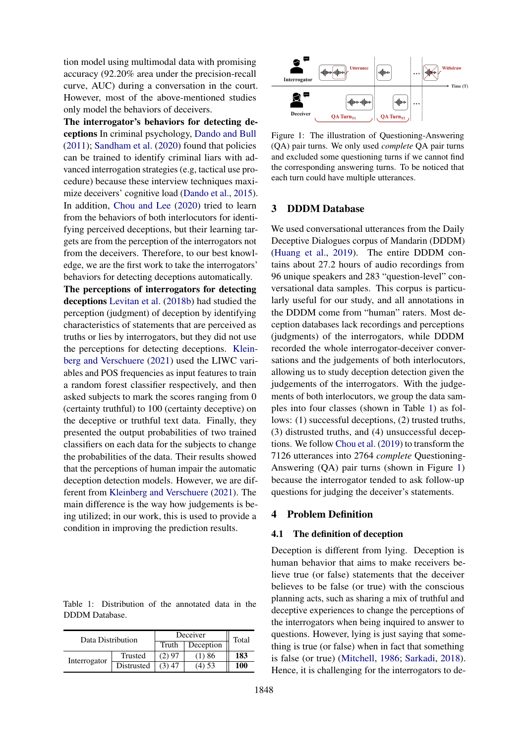tion model using multimodal data with promising accuracy (92.20% area under the precision-recall curve, AUC) during a conversation in the court. However, most of the above-mentioned studies only model the behaviors of deceivers.

**The interrogator's behaviors for detecting deceptions** In criminal psychology, Dando and Bull (2011); Sandham et al. (2020) found that policies can be trained to identify criminal liars with advanced interrogation strategies (e.g, tactical use procedure) because these interview techniques maximize deceivers' cognitive load (Dando et al., 2015). In addition, Chou and Lee (2020) tried to learn from the behaviors of both interlocutors for identifying perceived deceptions, but their learning targets are from the perception of the interrogators not from the deceivers. Therefore, to our best knowledge, we are the first work to take the interrogators' behaviors for detecting deceptions automatically.

**The perceptions of interrogators for detecting deceptions** Levitan et al. (2018b) had studied the perception (judgment) of deception by identifying characteristics of statements that are perceived as truths or lies by interrogators, but they did not use the perceptions for detecting deceptions. Kleinberg and Verschuere (2021) used the LIWC variables and POS frequencies as input features to train a random forest classifier respectively, and then asked subjects to mark the scores ranging from 0 (certainty truthful) to 100 (certainty deceptive) on the deceptive or truthful text data. Finally, they presented the output probabilities of two trained classifiers on each data for the subjects to change the probabilities of the data. Their results showed that the perceptions of human impair the automatic deception detection models. However, we are different from Kleinberg and Verschuere (2021). The main difference is the way how judgements is being utilized; in our work, this is used to provide a condition in improving the prediction results.

Table 1: Distribution of the annotated data in the DDDM Database.

| Data Distribution | | Deceiver: Truth | Deceiver: Deception | Total |
|---|---|---|---|---|
| Interrogator | Trusted | (2) 97 | (1) 86 | **183** |
| | Distrusted | (3) 47 | (4) 53 | **100** |

Figure 1: The illustration of Questioning-Answering (QA) pair turns. We only used *complete* QA pair turns and excluded some questioning turns if we cannot find the corresponding answering turns. To be noticed that each turn could have multiple utterances.

## 3 DDDM Database

We used conversational utterances from the Daily Deceptive Dialogues corpus of Mandarin (DDDM) (Huang et al., 2019). The entire DDDM contains about 27.2 hours of audio recordings from 96 unique speakers and 283 "question-level" conversational data samples. This corpus is particularly useful for our study, and all annotations in the DDDM come from "human" raters. Most deception databases lack recordings and perceptions (judgments) of the interrogators, while DDDM recorded the whole interrogator-deceiver conversations and the judgements of both interlocutors, allowing us to study deception detection given the judgements of the interrogators. With the judgements of both interlocutors, we group the data samples into four classes (shown in Table 1) as follows: (1) successful deceptions, (2) trusted truths, (3) distrusted truths, and (4) unsuccessful deceptions. We follow Chou et al. (2019) to transform the 7126 utterances into 2764 *complete* Questioning-Answering (QA) pair turns (shown in Figure 1) because the interrogator tended to ask follow-up questions for judging the deceiver's statements.

## 4 Problem Definition

### 4.1 The definition of deception

Deception is different from lying. Deception is human behavior that aims to make receivers believe true (or false) statements that the deceiver believes to be false (or true) with the conscious planning acts, such as sharing a mix of truthful and deceptive experiences to change the perceptions of the interrogators when being inquired to answer to questions. However, lying is just saying that something is true (or false) when in fact that something is false (or true) (Mitchell, 1986; Sarkadi, 2018). Hence, it is challenging for the interrogators to de-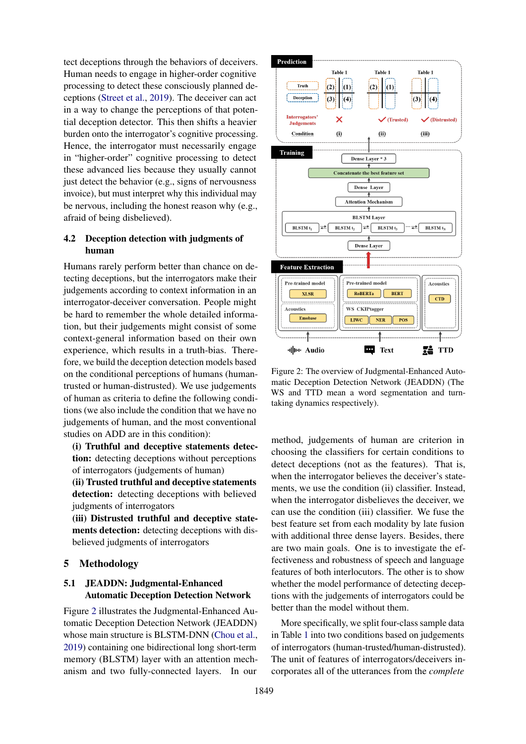tect deceptions through the behaviors of deceivers. Human needs to engage in higher-order cognitive processing to detect these consciously planned deceptions (Street et al., 2019). The deceiver can act in a way to change the perceptions of that potential deception detector. This then shifts a heavier burden onto the interrogator's cognitive processing. Hence, the interrogator must necessarily engage in "higher-order" cognitive processing to detect these advanced lies because they usually cannot just detect the behavior (e.g., signs of nervousness invoice), but must interpret why this individual may be nervous, including the honest reason why (e.g., afraid of being disbelieved).

### 4.2 Deception detection with judgments of human

Humans rarely perform better than chance on detecting deceptions, but the interrogators make their judgements according to context information in an interrogator-deceiver conversation. People might be hard to remember the whole detailed information, but their judgements might consist of some context-general information based on their own experience, which results in a truth-bias. Therefore, we build the deception detection models based on the conditional perceptions of humans (human-trusted or human-distrusted). We use judgements of human as criteria to define the following conditions (we also include the condition that we have no judgements of human, and the most conventional studies on ADD are in this condition):

**(i) Truthful and deceptive statements detection:** detecting deceptions without perceptions of interrogators (judgements of human)
**(ii) Trusted truthful and deceptive statements detection:** detecting deceptions with believed judgments of interrogators
**(iii) Distrusted truthful and deceptive statements detection:** detecting deceptions with disbelieved judgments of interrogators

## 5 Methodology

### 5.1 JEADDN: Judgmental-Enhanced Automatic Deception Detection Network

Figure 2 illustrates the Judgmental-Enhanced Automatic Deception Detection Network (JEADDN) whose main structure is BLSTM-DNN (Chou et al., 2019) containing one bidirectional long short-term memory (BLSTM) layer with an attention mechanism and two fully-connected layers. In our

Figure 2: The overview of Judgmental-Enhanced Automatic Deception Detection Network (JEADDN) (The WS and TTD mean a word segmentation and turn-taking dynamics respectively).

method, judgements of human are criterion in choosing the classifiers for certain conditions to detect deceptions (not as the features). That is, when the interrogator believes the deceiver's statements, we use the condition (ii) classifier. Instead, when the interrogator disbelieves the deceiver, we can use the condition (iii) classifier. We fuse the best feature set from each modality by late fusion with additional three dense layers. Besides, there are two main goals. One is to investigate the effectiveness and robustness of speech and language features of both interlocutors. The other is to show whether the model performance of detecting deceptions with the judgements of interrogators could be better than the model without them.

More specifically, we split four-class sample data in Table 1 into two conditions based on judgements of interrogators (human-trusted/human-distrusted). The unit of features of interrogators/deceivers incorporates all of the utterances from the *complete*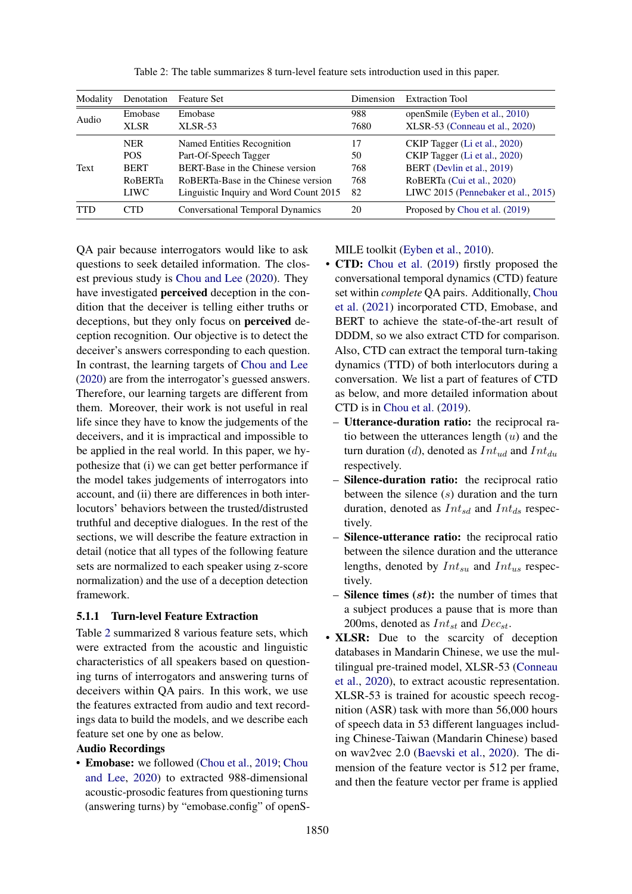Table 2: The table summarizes 8 turn-level feature sets introduction used in this paper.

| Modality | Denotation | Feature Set | Dimension | Extraction Tool |
|---|---|---|---|---|
| Audio | Emobase | Emobase | 988 | openSmile (Eyben et al., 2010) |
| | XLSR | XLSR-53 | 7680 | XLSR-53 (Conneau et al., 2020) |
| Text | NER | Named Entities Recognition | 17 | CKIP Tagger (Li et al., 2020) |
| | POS | Part-Of-Speech Tagger | 50 | CKIP Tagger (Li et al., 2020) |
| | BERT | BERT-Base in the Chinese version | 768 | BERT (Devlin et al., 2019) |
| | RoBERTa | RoBERTa-Base in the Chinese version | 768 | RoBERTa (Cui et al., 2020) |
| | LIWC | Linguistic Inquiry and Word Count 2015 | 82 | LIWC 2015 (Pennebaker et al., 2015) |
| TTD | CTD | Conversational Temporal Dynamics | 20 | Proposed by Chou et al. (2019) |

QA pair because interrogators would like to ask questions to seek detailed information. The closest previous study is Chou and Lee (2020). They have investigated **perceived** deception in the condition that the deceiver is telling either truths or deceptions, but they only focus on **perceived** deception recognition. Our objective is to detect the deceiver's answers corresponding to each question. In contrast, the learning targets of Chou and Lee (2020) are from the interrogator's guessed answers. Therefore, our learning targets are different from them. Moreover, their work is not useful in real life since they have to know the judgements of the deceivers, and it is impractical and impossible to be applied in the real world. In this paper, we hypothesize that (i) we can get better performance if the model takes judgements of interrogators into account, and (ii) there are differences in both interlocutors' behaviors between the trusted/distrusted truthful and deceptive dialogues. In the rest of the sections, we will describe the feature extraction in detail (notice that all types of the following feature sets are normalized to each speaker using z-score normalization) and the use of a deception detection framework.

### 5.1.1 Turn-level Feature Extraction

Table 2 summarized 8 various feature sets, which were extracted from the acoustic and linguistic characteristics of all speakers based on questioning turns of interrogators and answering turns of deceivers within QA pairs. In this work, we use the features extracted from audio and text recordings data to build the models, and we describe each feature set one by one as below.

**Audio Recordings**

- **Emobase:** we followed (Chou et al., 2019; Chou and Lee, 2020) to extracted 988-dimensional acoustic-prosodic features from questioning turns (answering turns) by "emobase.config" of openSMILE toolkit (Eyben et al., 2010).
- **CTD:** Chou et al. (2019) firstly proposed the conversational temporal dynamics (CTD) feature set within *complete* QA pairs. Additionally, Chou et al. (2021) incorporated CTD, Emobase, and BERT to achieve the state-of-the-art result of DDDM, so we also extract CTD for comparison. Also, CTD can extract the temporal turn-taking dynamics (TTD) of both interlocutors during a conversation. We list a part of features of CTD as below, and more detailed information about CTD is in Chou et al. (2019).
  - **Utterance-duration ratio:** the reciprocal ratio between the utterances length ($u$) and the turn duration ($d$), denoted as $Int_{ud}$ and $Int_{du}$ respectively.
  - **Silence-duration ratio:** the reciprocal ratio between the silence ($s$) duration and the turn duration, denoted as $Int_{sd}$ and $Int_{ds}$ respectively.
  - **Silence-utterance ratio:** the reciprocal ratio between the silence duration and the utterance lengths, denoted by $Int_{su}$ and $Int_{us}$ respectively.
  - **Silence times ($st$):** the number of times that a subject produces a pause that is more than 200ms, denoted as $Int_{st}$ and $Dec_{st}$.
- **XLSR:** Due to the scarcity of deception databases in Mandarin Chinese, we use the multilingual pre-trained model, XLSR-53 (Conneau et al., 2020), to extract acoustic representation. XLSR-53 is trained for acoustic speech recognition (ASR) task with more than 56,000 hours of speech data in 53 different languages including Chinese-Taiwan (Mandarin Chinese) based on wav2vec 2.0 (Baevski et al., 2020). The dimension of the feature vector is 512 per frame, and then the feature vector per frame is applied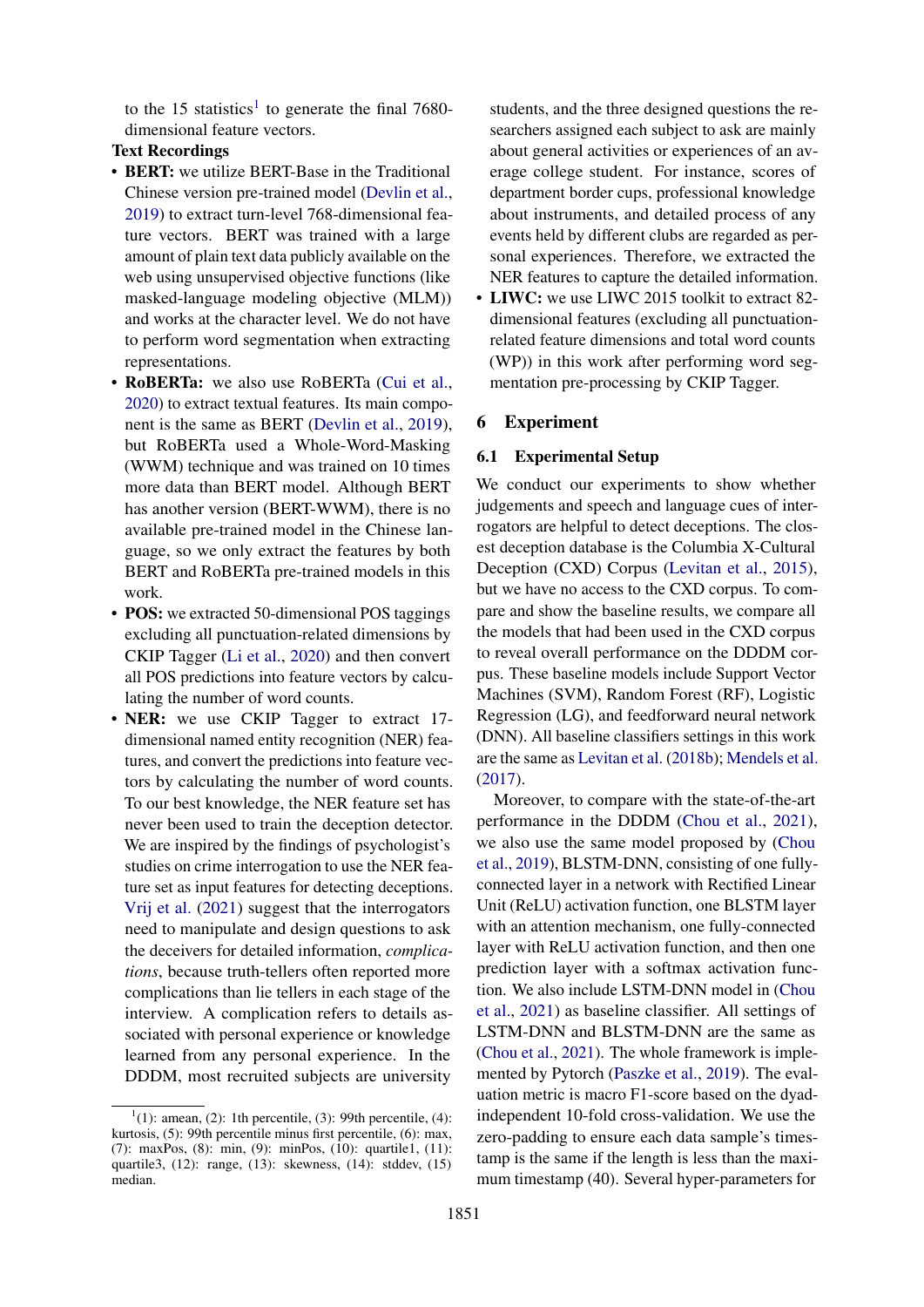to the 15 statistics[1] to generate the final 7680-dimensional feature vectors.

**Text Recordings**

- **BERT:** we utilize BERT-Base in the Traditional Chinese version pre-trained model (Devlin et al., 2019) to extract turn-level 768-dimensional feature vectors. BERT was trained with a large amount of plain text data publicly available on the web using unsupervised objective functions (like masked-language modeling objective (MLM)) and works at the character level. We do not have to perform word segmentation when extracting representations.
- **RoBERTa:** we also use RoBERTa (Cui et al., 2020) to extract textual features. Its main component is the same as BERT (Devlin et al., 2019), but RoBERTa used a Whole-Word-Masking (WWM) technique and was trained on 10 times more data than BERT model. Although BERT has another version (BERT-WWM), there is no available pre-trained model in the Chinese language, so we only extract the features by both BERT and RoBERTa pre-trained models in this work.
- **POS:** we extracted 50-dimensional POS taggings excluding all punctuation-related dimensions by CKIP Tagger (Li et al., 2020) and then convert all POS predictions into feature vectors by calculating the number of word counts.
- **NER:** we use CKIP Tagger to extract 17-dimensional named entity recognition (NER) features, and convert the predictions into feature vectors by calculating the number of word counts. To our best knowledge, the NER feature set has never been used to train the deception detector. We are inspired by the findings of psychologist's studies on crime interrogation to use the NER feature set as input features for detecting deceptions. Vrij et al. (2021) suggest that the interrogators need to manipulate and design questions to ask the deceivers for detailed information, *complications*, because truth-tellers often reported more complications than lie tellers in each stage of the interview. A complication refers to details associated with personal experience or knowledge learned from any personal experience. In the DDDM, most recruited subjects are university students, and the three designed questions the researchers assigned each subject to ask are mainly about general activities or experiences of an average college student. For instance, scores of department border cups, professional knowledge about instruments, and detailed process of any events held by different clubs are regarded as personal experiences. Therefore, we extracted the NER features to capture the detailed information.
- **LIWC:** we use LIWC 2015 toolkit to extract 82-dimensional features (excluding all punctuation-related feature dimensions and total word counts (WP)) in this work after performing word segmentation pre-processing by CKIP Tagger.

## 6 Experiment

### 6.1 Experimental Setup

We conduct our experiments to show whether judgements and speech and language cues of interrogators are helpful to detect deceptions. The closest deception database is the Columbia X-Cultural Deception (CXD) Corpus (Levitan et al., 2015), but we have no access to the CXD corpus. To compare and show the baseline results, we compare all the models that had been used in the CXD corpus to reveal overall performance on the DDDM corpus. These baseline models include Support Vector Machines (SVM), Random Forest (RF), Logistic Regression (LG), and feedforward neural network (DNN). All baseline classifiers settings in this work are the same as Levitan et al. (2018b); Mendels et al. (2017).

Moreover, to compare with the state-of-the-art performance in the DDDM (Chou et al., 2021), we also use the same model proposed by (Chou et al., 2019), BLSTM-DNN, consisting of one fully-connected layer in a network with Rectified Linear Unit (ReLU) activation function, one BLSTM layer with an attention mechanism, one fully-connected layer with ReLU activation function, and then one prediction layer with a softmax activation function. We also include LSTM-DNN model in (Chou et al., 2021) as baseline classifier. All settings of LSTM-DNN and BLSTM-DNN are the same as (Chou et al., 2021). The whole framework is implemented by Pytorch (Paszke et al., 2019). The evaluation metric is macro F1-score based on the dyad-independent 10-fold cross-validation. We use the zero-padding to ensure each data sample's timestamp is the same if the length is less than the maximum timestamp (40). Several hyper-parameters for

[1](1): amean, (2): 1th percentile, (3): 99th percentile, (4): kurtosis, (5): 99th percentile minus first percentile, (6): max, (7): maxPos, (8): min, (9): minPos, (10): quartile1, (11): quartile3, (12): range, (13): skewness, (14): stddev, (15) median.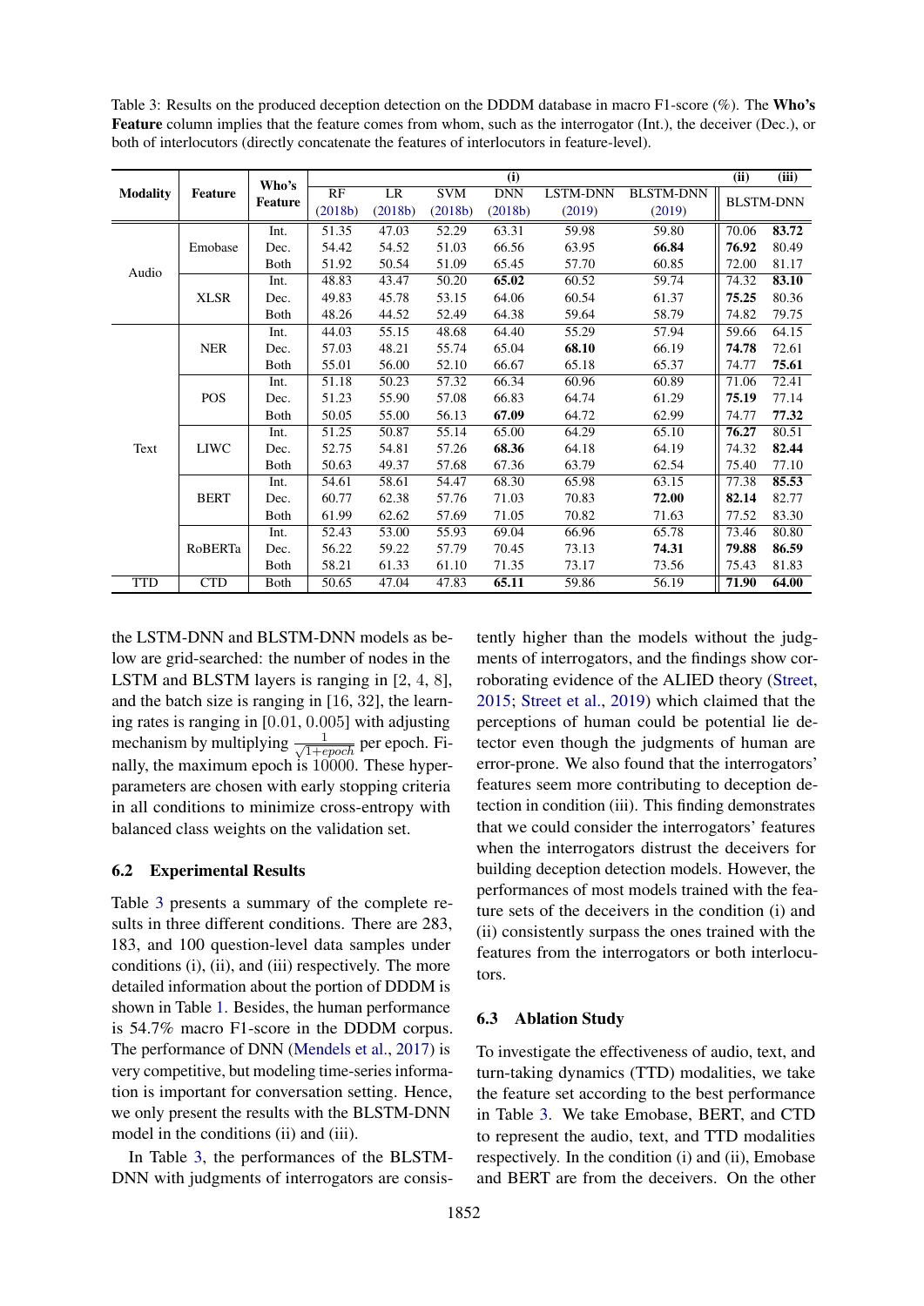Table 3: Results on the produced deception detection on the DDDM database in macro F1-score (%). The **Who's Feature** column implies that the feature comes from whom, such as the interrogator (Int.), the deceiver (Dec.), or both of interlocutors (directly concatenate the features of interlocutors in feature-level).

| Modality | Feature | Who's Feature | (i) RF (2018b) | (i) LR (2018b) | (i) SVM (2018b) | (i) DNN (2018b) | (i) LSTM-DNN (2019) | (i) BLSTM-DNN (2019) | (ii) BLSTM-DNN | (iii) BLSTM-DNN |
|---|---|---|---|---|---|---|---|---|---|---|
| Audio | Emobase | Int. | 51.35 | 47.03 | 52.29 | 63.31 | 59.98 | 59.80 | 70.06 | **83.72** |
| | | Dec. | 54.42 | 54.52 | 51.03 | 66.56 | 63.95 | **66.84** | **76.92** | 80.49 |
| | | Both | 51.92 | 50.54 | 51.09 | 65.45 | 57.70 | 60.85 | 72.00 | 81.17 |
| | XLSR | Int. | 48.83 | 43.47 | 50.20 | **65.02** | 60.52 | 59.74 | 74.32 | **83.10** |
| | | Dec. | 49.83 | 45.78 | 53.15 | 64.06 | 60.54 | 61.37 | **75.25** | 80.36 |
| | | Both | 48.26 | 44.52 | 52.49 | 64.38 | 59.64 | 58.79 | 74.82 | 79.75 |
| Text | NER | Int. | 44.03 | 55.15 | 48.68 | 64.40 | 55.29 | 57.94 | 59.66 | 64.15 |
| | | Dec. | 57.03 | 48.21 | 55.74 | 65.04 | **68.10** | 66.19 | **74.78** | 72.61 |
| | | Both | 55.01 | 56.00 | 52.10 | 66.67 | 65.18 | 65.37 | 74.77 | **75.61** |
| | POS | Int. | 51.18 | 50.23 | 57.32 | 66.34 | 60.96 | 60.89 | 71.06 | 72.41 |
| | | Dec. | 51.23 | 55.90 | 57.08 | 66.83 | 64.74 | 61.29 | **75.19** | 77.14 |
| | | Both | 50.05 | 55.00 | 56.13 | **67.09** | 64.72 | 62.99 | 74.77 | **77.32** |
| | LIWC | Int. | 51.25 | 50.87 | 55.14 | 65.00 | 64.29 | 65.10 | **76.27** | 80.51 |
| | | Dec. | 52.75 | 54.81 | 57.26 | **68.36** | 64.18 | 64.19 | 74.32 | **82.44** |
| | | Both | 50.63 | 49.37 | 57.68 | 67.36 | 63.79 | 62.54 | 75.40 | 77.10 |
| | BERT | Int. | 54.61 | 58.61 | 54.47 | 68.30 | 65.98 | 63.15 | 77.38 | **85.53** |
| | | Dec. | 60.77 | 62.38 | 57.76 | 71.03 | 70.83 | **72.00** | **82.14** | 82.77 |
| | | Both | 61.99 | 62.62 | 57.69 | 71.05 | 70.82 | 71.63 | 77.52 | 83.30 |
| | RoBERTa | Int. | 52.43 | 53.00 | 55.93 | 69.04 | 66.96 | 65.78 | 73.46 | 80.80 |
| | | Dec. | 56.22 | 59.22 | 57.79 | 70.45 | 73.13 | **74.31** | **79.88** | **86.59** |
| | | Both | 58.21 | 61.33 | 61.10 | 71.35 | 73.17 | 73.56 | 75.43 | 81.83 |
| TTD | CTD | Both | 50.65 | 47.04 | 47.83 | **65.11** | 59.86 | 56.19 | **71.90** | **64.00** |

the LSTM-DNN and BLSTM-DNN models as below are grid-searched: the number of nodes in the LSTM and BLSTM layers is ranging in [2, 4, 8], and the batch size is ranging in [16, 32], the learning rates is ranging in [0.01, 0.005] with adjusting mechanism by multiplying $\frac{1}{\sqrt{1+epoch}}$ per epoch. Finally, the maximum epoch is 10000. These hyperparameters are chosen with early stopping criteria in all conditions to minimize cross-entropy with balanced class weights on the validation set.

### 6.2 Experimental Results

Table 3 presents a summary of the complete results in three different conditions. There are 283, 183, and 100 question-level data samples under conditions (i), (ii), and (iii) respectively. The more detailed information about the portion of DDDM is shown in Table 1. Besides, the human performance is 54.7% macro F1-score in the DDDM corpus. The performance of DNN (Mendels et al., 2017) is very competitive, but modeling time-series information is important for conversation setting. Hence, we only present the results with the BLSTM-DNN model in the conditions (ii) and (iii).

In Table 3, the performances of the BLSTM-DNN with judgments of interrogators are consistently higher than the models without the judgments of interrogators, and the findings show corroborating evidence of the ALIED theory (Street, 2015; Street et al., 2019) which claimed that the perceptions of human could be potential lie detector even though the judgments of human are error-prone. We also found that the interrogators' features seem more contributing to deception detection in condition (iii). This finding demonstrates that we could consider the interrogators' features when the interrogators distrust the deceivers for building deception detection models. However, the performances of most models trained with the feature sets of the deceivers in the condition (i) and (ii) consistently surpass the ones trained with the features from the interrogators or both interlocutors.

### 6.3 Ablation Study

To investigate the effectiveness of audio, text, and turn-taking dynamics (TTD) modalities, we take the feature set according to the best performance in Table 3. We take Emobase, BERT, and CTD to represent the audio, text, and TTD modalities respectively. In the condition (i) and (ii), Emobase and BERT are from the deceivers. On the other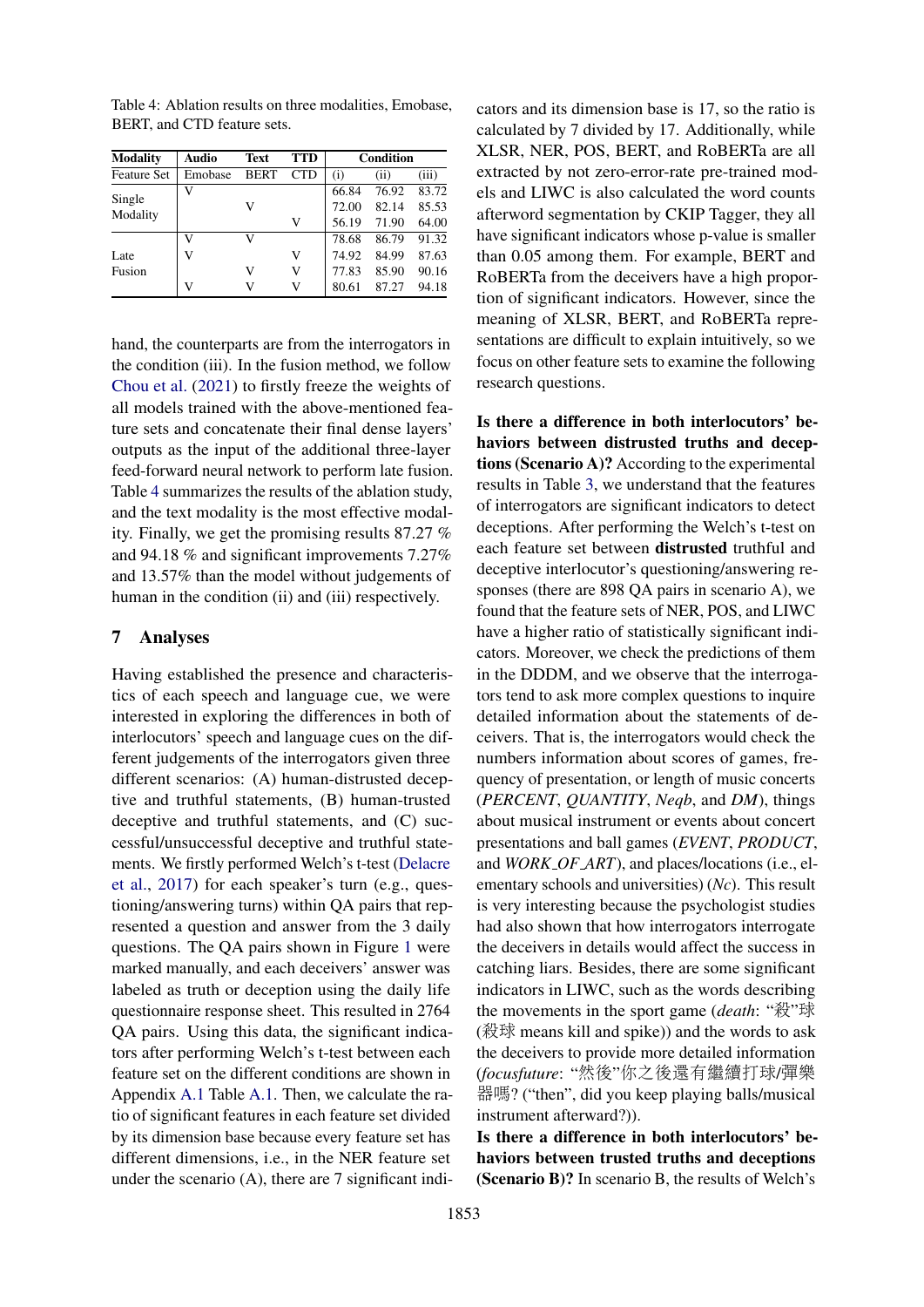Table 4: Ablation results on three modalities, Emobase, BERT, and CTD feature sets.

| Modality | Audio | Text | TTD | Condition | | |
|---|---|---|---|---|---|---|
| Feature Set | Emobase | BERT | CTD | (i) | (ii) | (iii) |
| Single Modality | V | | | 66.84 | 76.92 | 83.72 |
| | | V | | 72.00 | 82.14 | 85.53 |
| | | | V | 56.19 | 71.90 | 64.00 |
| Late Fusion | V | V | | 78.68 | 86.79 | 91.32 |
| | V | | V | 74.92 | 84.99 | 87.63 |
| | | V | V | 77.83 | 85.90 | 90.16 |
| | V | V | V | 80.61 | 87.27 | 94.18 |

hand, the counterparts are from the interrogators in the condition (iii). In the fusion method, we follow Chou et al. (2021) to firstly freeze the weights of all models trained with the above-mentioned feature sets and concatenate their final dense layers' outputs as the input of the additional three-layer feed-forward neural network to perform late fusion. Table 4 summarizes the results of the ablation study, and the text modality is the most effective modality. Finally, we get the promising results 87.27 % and 94.18 % and significant improvements 7.27% and 13.57% than the model without judgements of human in the condition (ii) and (iii) respectively.

## 7 Analyses

Having established the presence and characteristics of each speech and language cue, we were interested in exploring the differences in both of interlocutors' speech and language cues on the different judgements of the interrogators given three different scenarios: (A) human-distrusted deceptive and truthful statements, (B) human-trusted deceptive and truthful statements, and (C) successful/unsuccessful deceptive and truthful statements. We firstly performed Welch's t-test (Delacre et al., 2017) for each speaker's turn (e.g., questioning/answering turns) within QA pairs that represented a question and answer from the 3 daily questions. The QA pairs shown in Figure 1 were marked manually, and each deceivers' answer was labeled as truth or deception using the daily life questionnaire response sheet. This resulted in 2764 QA pairs. Using this data, the significant indicators after performing Welch's t-test between each feature set on the different conditions are shown in Appendix A.1 Table A.1. Then, we calculate the ratio of significant features in each feature set divided by its dimension base because every feature set has different dimensions, i.e., in the NER feature set under the scenario (A), there are 7 significant indicators and its dimension base is 17, so the ratio is calculated by 7 divided by 17. Additionally, while XLSR, NER, POS, BERT, and RoBERTa are all extracted by not zero-error-rate pre-trained models and LIWC is also calculated the word counts afterword segmentation by CKIP Tagger, they all have significant indicators whose p-value is smaller than 0.05 among them. For example, BERT and RoBERTa from the deceivers have a high proportion of significant indicators. However, since the meaning of XLSR, BERT, and RoBERTa representations are difficult to explain intuitively, so we focus on other feature sets to examine the following research questions.

**Is there a difference in both interlocutors' behaviors between distrusted truths and deceptions (Scenario A)?** According to the experimental results in Table 3, we understand that the features of interrogators are significant indicators to detect deceptions. After performing the Welch's t-test on each feature set between **distrusted** truthful and deceptive interlocutor's questioning/answering responses (there are 898 QA pairs in scenario A), we found that the feature sets of NER, POS, and LIWC have a higher ratio of statistically significant indicators. Moreover, we check the predictions of them in the DDDM, and we observe that the interrogators tend to ask more complex questions to inquire detailed information about the statements of deceivers. That is, the interrogators would check the numbers information about scores of games, frequency of presentation, or length of music concerts (*PERCENT*, *QUANTITY*, *Neqb*, and *DM*), things about musical instrument or events about concert presentations and ball games (*EVENT*, *PRODUCT*, and *WORK_OF_ART*), and places/locations (i.e., elementary schools and universities) (*Nc*). This result is very interesting because the psychologist studies had also shown that how interrogators interrogate the deceivers in details would affect the success in catching liars. Besides, there are some significant indicators in LIWC, such as the words describing the movements in the sport game (*death*: "殺"球 (殺球 means kill and spike)) and the words to ask the deceivers to provide more detailed information (*focusfuture*: "然後"你之後還有繼續打球/彈樂器嗎? ("then", did you keep playing balls/musical instrument afterward?)).

**Is there a difference in both interlocutors' behaviors between trusted truths and deceptions (Scenario B)?** In scenario B, the results of Welch's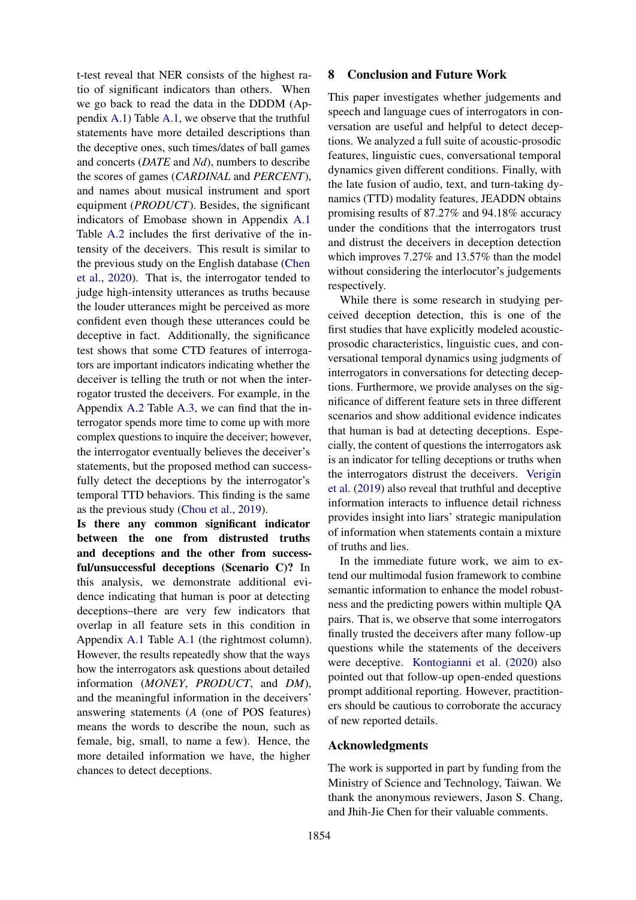t-test reveal that NER consists of the highest ratio of significant indicators than others. When we go back to read the data in the DDDM (Appendix A.1) Table A.1, we observe that the truthful statements have more detailed descriptions than the deceptive ones, such times/dates of ball games and concerts (*DATE* and *Nd*), numbers to describe the scores of games (*CARDINAL* and *PERCENT*), and names about musical instrument and sport equipment (*PRODUCT*). Besides, the significant indicators of Emobase shown in Appendix A.1 Table A.2 includes the first derivative of the intensity of the deceivers. This result is similar to the previous study on the English database (Chen et al., 2020). That is, the interrogator tended to judge high-intensity utterances as truths because the louder utterances might be perceived as more confident even though these utterances could be deceptive in fact. Additionally, the significance test shows that some CTD features of interrogators are important indicators indicating whether the deceiver is telling the truth or not when the interrogator trusted the deceivers. For example, in the Appendix A.2 Table A.3, we can find that the interrogator spends more time to come up with more complex questions to inquire the deceiver; however, the interrogator eventually believes the deceiver's statements, but the proposed method can successfully detect the deceptions by the interrogator's temporal TTD behaviors. This finding is the same as the previous study (Chou et al., 2019).

**Is there any common significant indicator between the one from distrusted truths and deceptions and the other from successful/unsuccessful deceptions (Scenario C)?** In this analysis, we demonstrate additional evidence indicating that human is poor at detecting deceptions–there are very few indicators that overlap in all feature sets in this condition in Appendix A.1 Table A.1 (the rightmost column). However, the results repeatedly show that the ways how the interrogators ask questions about detailed information (*MONEY*, *PRODUCT*, and *DM*), and the meaningful information in the deceivers' answering statements (*A* (one of POS features) means the words to describe the noun, such as female, big, small, to name a few). Hence, the more detailed information we have, the higher chances to detect deceptions.

## 8 Conclusion and Future Work

This paper investigates whether judgements and speech and language cues of interrogators in conversation are useful and helpful to detect deceptions. We analyzed a full suite of acoustic-prosodic features, linguistic cues, conversational temporal dynamics given different conditions. Finally, with the late fusion of audio, text, and turn-taking dynamics (TTD) modality features, JEADDN obtains promising results of 87.27% and 94.18% accuracy under the conditions that the interrogators trust and distrust the deceivers in deception detection which improves 7.27% and 13.57% than the model without considering the interlocutor's judgements respectively.

While there is some research in studying perceived deception detection, this is one of the first studies that have explicitly modeled acoustic-prosodic characteristics, linguistic cues, and conversational temporal dynamics using judgments of interrogators in conversations for detecting deceptions. Furthermore, we provide analyses on the significance of different feature sets in three different scenarios and show additional evidence indicates that human is bad at detecting deceptions. Especially, the content of questions the interrogators ask is an indicator for telling deceptions or truths when the interrogators distrust the deceivers. Verigin et al. (2019) also reveal that truthful and deceptive information interacts to influence detail richness provides insight into liars' strategic manipulation of information when statements contain a mixture of truths and lies.

In the immediate future work, we aim to extend our multimodal fusion framework to combine semantic information to enhance the model robustness and the predicting powers within multiple QA pairs. That is, we observe that some interrogators finally trusted the deceivers after many follow-up questions while the statements of the deceivers were deceptive. Kontogianni et al. (2020) also pointed out that follow-up open-ended questions prompt additional reporting. However, practitioners should be cautious to corroborate the accuracy of new reported details.

## Acknowledgments

The work is supported in part by funding from the Ministry of Science and Technology, Taiwan. We thank the anonymous reviewers, Jason S. Chang, and Jhih-Jie Chen for their valuable comments.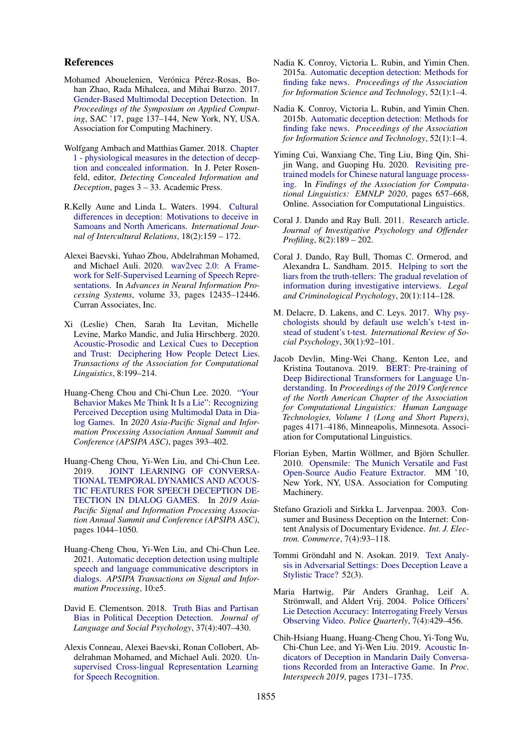## References

Mohamed Abouelenien, Verónica Pérez-Rosas, Bohan Zhao, Rada Mihalcea, and Mihai Burzo. 2017. Gender-Based Multimodal Deception Detection. In *Proceedings of the Symposium on Applied Computing*, SAC '17, page 137–144, New York, NY, USA. Association for Computing Machinery.

Wolfgang Ambach and Matthias Gamer. 2018. Chapter 1 - physiological measures in the detection of deception and concealed information. In J. Peter Rosenfeld, editor, *Detecting Concealed Information and Deception*, pages 3 – 33. Academic Press.

R.Kelly Aune and Linda L. Waters. 1994. Cultural differences in deception: Motivations to deceive in Samoans and North Americans. *International Journal of Intercultural Relations*, 18(2):159 – 172.

Alexei Baevski, Yuhao Zhou, Abdelrahman Mohamed, and Michael Auli. 2020. wav2vec 2.0: A Framework for Self-Supervised Learning of Speech Representations. In *Advances in Neural Information Processing Systems*, volume 33, pages 12435–12446. Curran Associates, Inc.

Xi (Leslie) Chen, Sarah Ita Levitan, Michelle Levine, Marko Mandic, and Julia Hirschberg. 2020. Acoustic-Prosodic and Lexical Cues to Deception and Trust: Deciphering How People Detect Lies. *Transactions of the Association for Computational Linguistics*, 8:199–214.

Huang-Cheng Chou and Chi-Chun Lee. 2020. "Your Behavior Makes Me Think It Is a Lie": Recognizing Perceived Deception using Multimodal Data in Dialog Games. In *2020 Asia-Pacific Signal and Information Processing Association Annual Summit and Conference (APSIPA ASC)*, pages 393–402.

Huang-Cheng Chou, Yi-Wen Liu, and Chi-Chun Lee. 2019. JOINT LEARNING OF CONVERSATIONAL TEMPORAL DYNAMICS AND ACOUSTIC FEATURES FOR SPEECH DECEPTION DETECTION IN DIALOG GAMES. In *2019 Asia-Pacific Signal and Information Processing Association Annual Summit and Conference (APSIPA ASC)*, pages 1044–1050.

Huang-Cheng Chou, Yi-Wen Liu, and Chi-Chun Lee. 2021. Automatic deception detection using multiple speech and language communicative descriptors in dialogs. *APSIPA Transactions on Signal and Information Processing*, 10:e5.

David E. Clementson. 2018. Truth Bias and Partisan Bias in Political Deception Detection. *Journal of Language and Social Psychology*, 37(4):407–430.

Alexis Conneau, Alexei Baevski, Ronan Collobert, Abdelrahman Mohamed, and Michael Auli. 2020. Unsupervised Cross-lingual Representation Learning for Speech Recognition.

Nadia K. Conroy, Victoria L. Rubin, and Yimin Chen. 2015a. Automatic deception detection: Methods for finding fake news. *Proceedings of the Association for Information Science and Technology*, 52(1):1–4.

Nadia K. Conroy, Victoria L. Rubin, and Yimin Chen. 2015b. Automatic deception detection: Methods for finding fake news. *Proceedings of the Association for Information Science and Technology*, 52(1):1–4.

Yiming Cui, Wanxiang Che, Ting Liu, Bing Qin, Shijin Wang, and Guoping Hu. 2020. Revisiting pre-trained models for Chinese natural language processing. In *Findings of the Association for Computational Linguistics: EMNLP 2020*, pages 657–668, Online. Association for Computational Linguistics.

Coral J. Dando and Ray Bull. 2011. Research article. *Journal of Investigative Psychology and Offender Profiling*, 8(2):189 – 202.

Coral J. Dando, Ray Bull, Thomas C. Ormerod, and Alexandra L. Sandham. 2015. Helping to sort the liars from the truth-tellers: The gradual revelation of information during investigative interviews. *Legal and Criminological Psychology*, 20(1):114–128.

M. Delacre, D. Lakens, and C. Leys. 2017. Why psychologists should by default use welch's t-test instead of student's t-test. *International Review of Social Psychology*, 30(1):92–101.

Jacob Devlin, Ming-Wei Chang, Kenton Lee, and Kristina Toutanova. 2019. BERT: Pre-training of Deep Bidirectional Transformers for Language Understanding. In *Proceedings of the 2019 Conference of the North American Chapter of the Association for Computational Linguistics: Human Language Technologies, Volume 1 (Long and Short Papers)*, pages 4171–4186, Minneapolis, Minnesota. Association for Computational Linguistics.

Florian Eyben, Martin Wöllmer, and Björn Schuller. 2010. Opensmile: The Munich Versatile and Fast Open-Source Audio Feature Extractor. MM '10, New York, NY, USA. Association for Computing Machinery.

Stefano Grazioli and Sirkka L. Jarvenpaa. 2003. Consumer and Business Deception on the Internet: Content Analysis of Documentary Evidence. *Int. J. Electron. Commerce*, 7(4):93–118.

Tommi Gröndahl and N. Asokan. 2019. Text Analysis in Adversarial Settings: Does Deception Leave a Stylistic Trace? 52(3).

Maria Hartwig, Pär Anders Granhag, Leif A. Strömwall, and Aldert Vrij. 2004. Police Officers' Lie Detection Accuracy: Interrogating Freely Versus Observing Video. *Police Quarterly*, 7(4):429–456.

Chih-Hsiang Huang, Huang-Cheng Chou, Yi-Tong Wu, Chi-Chun Lee, and Yi-Wen Liu. 2019. Acoustic Indicators of Deception in Mandarin Daily Conversations Recorded from an Interactive Game. In *Proc. Interspeech 2019*, pages 1731–1735.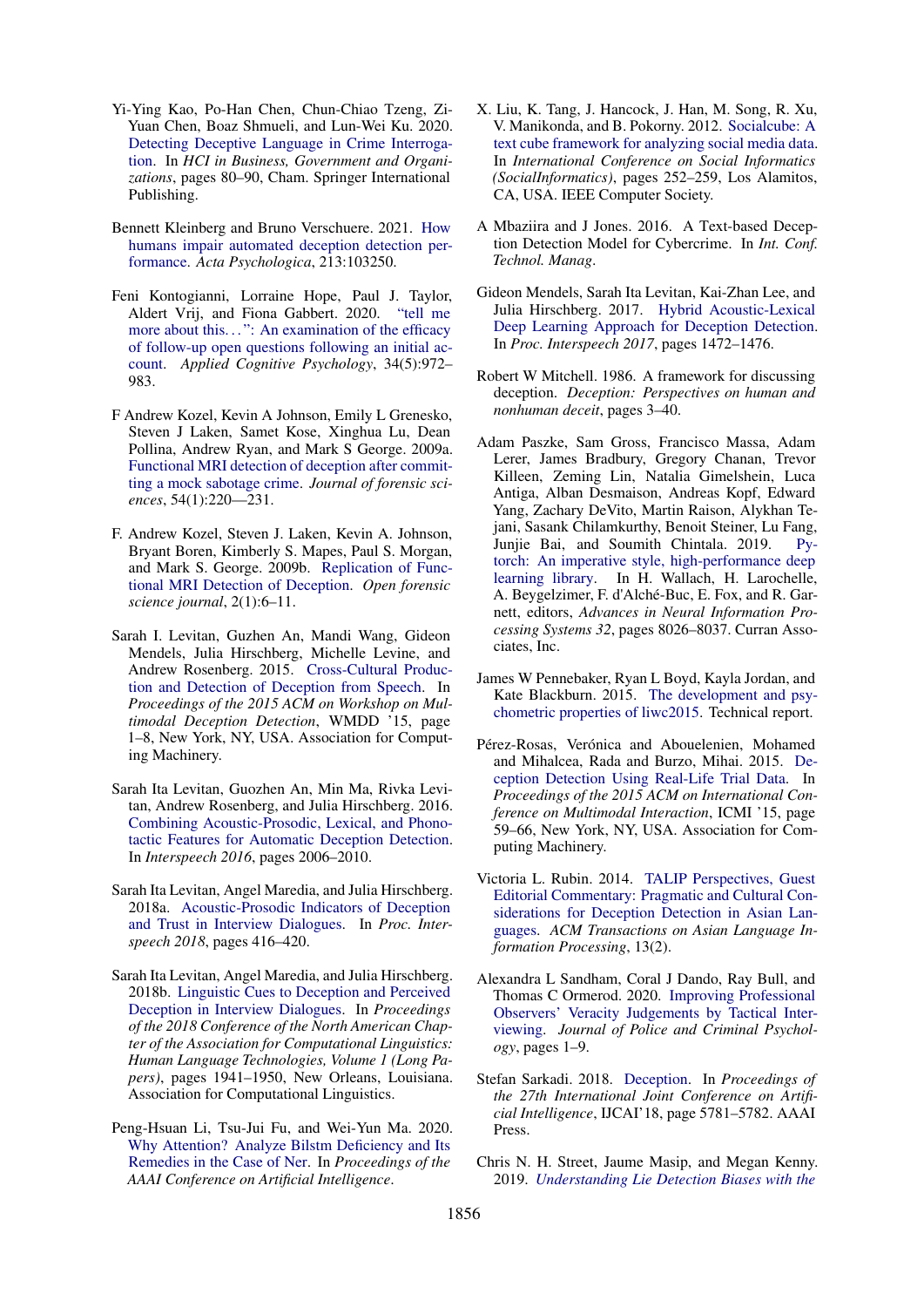Yi-Ying Kao, Po-Han Chen, Chun-Chiao Tzeng, Zi-Yuan Chen, Boaz Shmueli, and Lun-Wei Ku. 2020. Detecting Deceptive Language in Crime Interrogation. In *HCI in Business, Government and Organizations*, pages 80–90, Cham. Springer International Publishing.

Bennett Kleinberg and Bruno Verschuere. 2021. How humans impair automated deception detection performance. *Acta Psychologica*, 213:103250.

Feni Kontogianni, Lorraine Hope, Paul J. Taylor, Aldert Vrij, and Fiona Gabbert. 2020. "tell me more about this...": An examination of the efficacy of follow-up open questions following an initial account. *Applied Cognitive Psychology*, 34(5):972–983.

F Andrew Kozel, Kevin A Johnson, Emily L Grenesko, Steven J Laken, Samet Kose, Xinghua Lu, Dean Pollina, Andrew Ryan, and Mark S George. 2009a. Functional MRI detection of deception after committing a mock sabotage crime. *Journal of forensic sciences*, 54(1):220—231.

F. Andrew Kozel, Steven J. Laken, Kevin A. Johnson, Bryant Boren, Kimberly S. Mapes, Paul S. Morgan, and Mark S. George. 2009b. Replication of Functional MRI Detection of Deception. *Open forensic science journal*, 2(1):6–11.

Sarah I. Levitan, Guzhen An, Mandi Wang, Gideon Mendels, Julia Hirschberg, Michelle Levine, and Andrew Rosenberg. 2015. Cross-Cultural Production and Detection of Deception from Speech. In *Proceedings of the 2015 ACM on Workshop on Multimodal Deception Detection*, WMDD '15, page 1–8, New York, NY, USA. Association for Computing Machinery.

Sarah Ita Levitan, Guozhen An, Min Ma, Rivka Levitan, Andrew Rosenberg, and Julia Hirschberg. 2016. Combining Acoustic-Prosodic, Lexical, and Phonotactic Features for Automatic Deception Detection. In *Interspeech 2016*, pages 2006–2010.

Sarah Ita Levitan, Angel Maredia, and Julia Hirschberg. 2018a. Acoustic-Prosodic Indicators of Deception and Trust in Interview Dialogues. In *Proc. Interspeech 2018*, pages 416–420.

Sarah Ita Levitan, Angel Maredia, and Julia Hirschberg. 2018b. Linguistic Cues to Deception and Perceived Deception in Interview Dialogues. In *Proceedings of the 2018 Conference of the North American Chapter of the Association for Computational Linguistics: Human Language Technologies, Volume 1 (Long Papers)*, pages 1941–1950, New Orleans, Louisiana. Association for Computational Linguistics.

Peng-Hsuan Li, Tsu-Jui Fu, and Wei-Yun Ma. 2020. Why Attention? Analyze Bilstm Deficiency and Its Remedies in the Case of Ner. In *Proceedings of the AAAI Conference on Artificial Intelligence*.

X. Liu, K. Tang, J. Hancock, J. Han, M. Song, R. Xu, V. Manikonda, and B. Pokorny. 2012. Socialcube: A text cube framework for analyzing social media data. In *International Conference on Social Informatics (SocialInformatics)*, pages 252–259, Los Alamitos, CA, USA. IEEE Computer Society.

A Mbaziira and J Jones. 2016. A Text-based Deception Detection Model for Cybercrime. In *Int. Conf. Technol. Manag*.

Gideon Mendels, Sarah Ita Levitan, Kai-Zhan Lee, and Julia Hirschberg. 2017. Hybrid Acoustic-Lexical Deep Learning Approach for Deception Detection. In *Proc. Interspeech 2017*, pages 1472–1476.

Robert W Mitchell. 1986. A framework for discussing deception. *Deception: Perspectives on human and nonhuman deceit*, pages 3–40.

Adam Paszke, Sam Gross, Francisco Massa, Adam Lerer, James Bradbury, Gregory Chanan, Trevor Killeen, Zeming Lin, Natalia Gimelshein, Luca Antiga, Alban Desmaison, Andreas Kopf, Edward Yang, Zachary DeVito, Martin Raison, Alykhan Tejani, Sasank Chilamkurthy, Benoit Steiner, Lu Fang, Junjie Bai, and Soumith Chintala. 2019. Pytorch: An imperative style, high-performance deep learning library. In H. Wallach, H. Larochelle, A. Beygelzimer, F. d'Alché-Buc, E. Fox, and R. Garnett, editors, *Advances in Neural Information Processing Systems 32*, pages 8026–8037. Curran Associates, Inc.

James W Pennebaker, Ryan L Boyd, Kayla Jordan, and Kate Blackburn. 2015. The development and psychometric properties of liwc2015. Technical report.

Pérez-Rosas, Verónica and Abouelenien, Mohamed and Mihalcea, Rada and Burzo, Mihai. 2015. Deception Detection Using Real-Life Trial Data. In *Proceedings of the 2015 ACM on International Conference on Multimodal Interaction*, ICMI '15, page 59–66, New York, NY, USA. Association for Computing Machinery.

Victoria L. Rubin. 2014. TALIP Perspectives, Guest Editorial Commentary: Pragmatic and Cultural Considerations for Deception Detection in Asian Languages. *ACM Transactions on Asian Language Information Processing*, 13(2).

Alexandra L Sandham, Coral J Dando, Ray Bull, and Thomas C Ormerod. 2020. Improving Professional Observers' Veracity Judgements by Tactical Interviewing. *Journal of Police and Criminal Psychology*, pages 1–9.

Stefan Sarkadi. 2018. Deception. In *Proceedings of the 27th International Joint Conference on Artificial Intelligence*, IJCAI'18, page 5781–5782. AAAI Press.

Chris N. H. Street, Jaume Masip, and Megan Kenny. 2019. *Understanding Lie Detection Biases with the*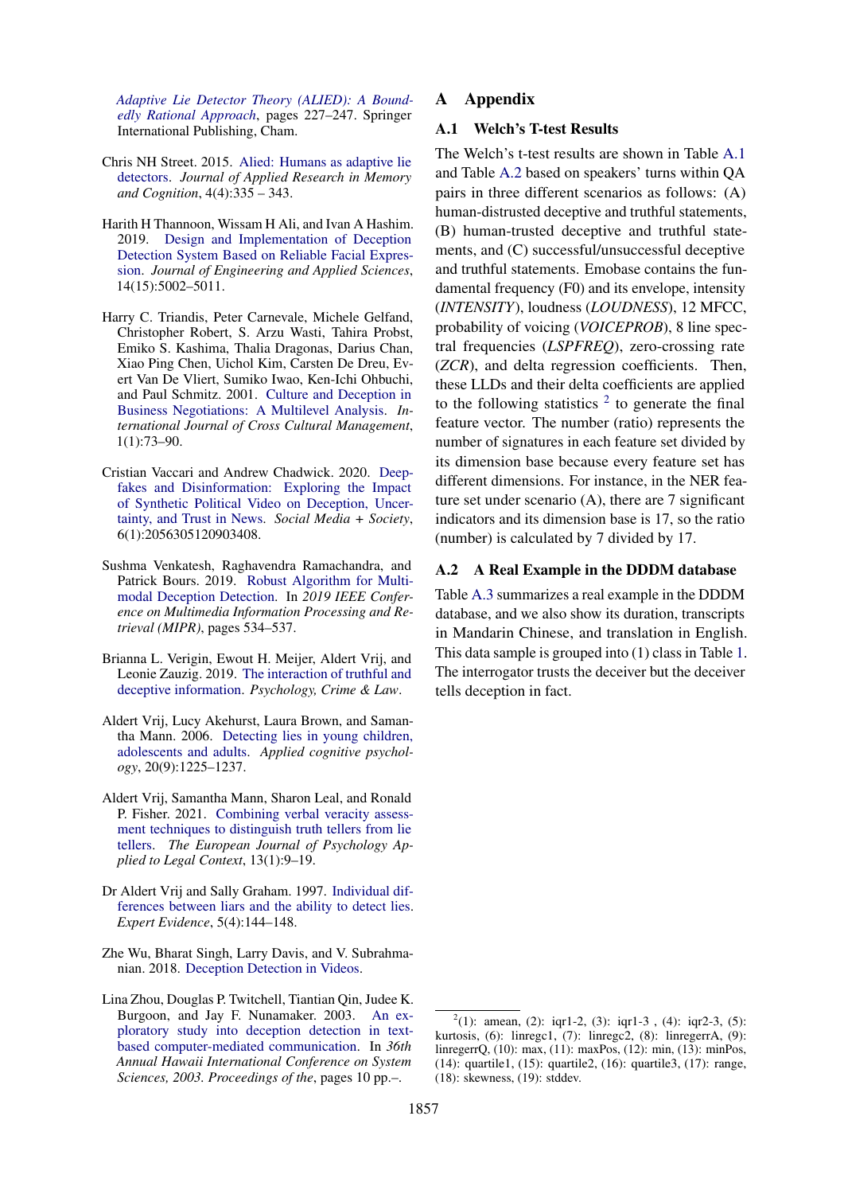Adaptive Lie Detector Theory (ALIED): A Boundedly Rational Approach, pages 227–247. Springer International Publishing, Cham.

Chris NH Street. 2015. Alied: Humans as adaptive lie detectors. *Journal of Applied Research in Memory and Cognition*, 4(4):335 – 343.

Harith H Thannoon, Wissam H Ali, and Ivan A Hashim. 2019. Design and Implementation of Deception Detection System Based on Reliable Facial Expression. *Journal of Engineering and Applied Sciences*, 14(15):5002–5011.

Harry C. Triandis, Peter Carnevale, Michele Gelfand, Christopher Robert, S. Arzu Wasti, Tahira Probst, Emiko S. Kashima, Thalia Dragonas, Darius Chan, Xiao Ping Chen, Uichol Kim, Carsten De Dreu, Evert Van De Vliert, Sumiko Iwao, Ken-Ichi Ohbuchi, and Paul Schmitz. 2001. Culture and Deception in Business Negotiations: A Multilevel Analysis. *International Journal of Cross Cultural Management*, 1(1):73–90.

Cristian Vaccari and Andrew Chadwick. 2020. Deepfakes and Disinformation: Exploring the Impact of Synthetic Political Video on Deception, Uncertainty, and Trust in News. *Social Media + Society*, 6(1):2056305120903408.

Sushma Venkatesh, Raghavendra Ramachandra, and Patrick Bours. 2019. Robust Algorithm for Multimodal Deception Detection. In *2019 IEEE Conference on Multimedia Information Processing and Retrieval (MIPR)*, pages 534–537.

Brianna L. Verigin, Ewout H. Meijer, Aldert Vrij, and Leonie Zauzig. 2019. The interaction of truthful and deceptive information. *Psychology, Crime & Law*.

Aldert Vrij, Lucy Akehurst, Laura Brown, and Samantha Mann. 2006. Detecting lies in young children, adolescents and adults. *Applied cognitive psychology*, 20(9):1225–1237.

Aldert Vrij, Samantha Mann, Sharon Leal, and Ronald P. Fisher. 2021. Combining verbal veracity assessment techniques to distinguish truth tellers from lie tellers. *The European Journal of Psychology Applied to Legal Context*, 13(1):9–19.

Dr Aldert Vrij and Sally Graham. 1997. Individual differences between liars and the ability to detect lies. *Expert Evidence*, 5(4):144–148.

Zhe Wu, Bharat Singh, Larry Davis, and V. Subrahmanian. 2018. Deception Detection in Videos.

Lina Zhou, Douglas P. Twitchell, Tiantian Qin, Judee K. Burgoon, and Jay F. Nunamaker. 2003. An exploratory study into deception detection in text-based computer-mediated communication. In *36th Annual Hawaii International Conference on System Sciences, 2003. Proceedings of the*, pages 10 pp.–.

# A Appendix

## A.1 Welch's T-test Results

The Welch's t-test results are shown in Table A.1 and Table A.2 based on speakers' turns within QA pairs in three different scenarios as follows: (A) human-distrusted deceptive and truthful statements, (B) human-trusted deceptive and truthful statements, and (C) successful/unsuccessful deceptive and truthful statements. Emobase contains the fundamental frequency (F0) and its envelope, intensity (*INTENSITY*), loudness (*LOUDNESS*), 12 MFCC, probability of voicing (*VOICEPROB*), 8 line spectral frequencies (*LSPFREQ*), zero-crossing rate (*ZCR*), and delta regression coefficients. Then, these LLDs and their delta coefficients are applied to the following statistics [2] to generate the final feature vector. The number (ratio) represents the number of signatures in each feature set divided by its dimension base because every feature set has different dimensions. For instance, in the NER feature set under scenario (A), there are 7 significant indicators and its dimension base is 17, so the ratio (number) is calculated by 7 divided by 17.

## A.2 A Real Example in the DDDM database

Table A.3 summarizes a real example in the DDDM database, and we also show its duration, transcripts in Mandarin Chinese, and translation in English. This data sample is grouped into (1) class in Table 1. The interrogator trusts the deceiver but the deceiver tells deception in fact.

[2] (1): amean, (2): iqr1-2, (3): iqr1-3 , (4): iqr2-3, (5): kurtosis, (6): linregc1, (7): linregc2, (8): linregerrA, (9): linregerrQ, (10): max, (11): maxPos, (12): min, (13): minPos, (14): quartile1, (15): quartile2, (16): quartile3, (17): range, (18): skewness, (19): stddev.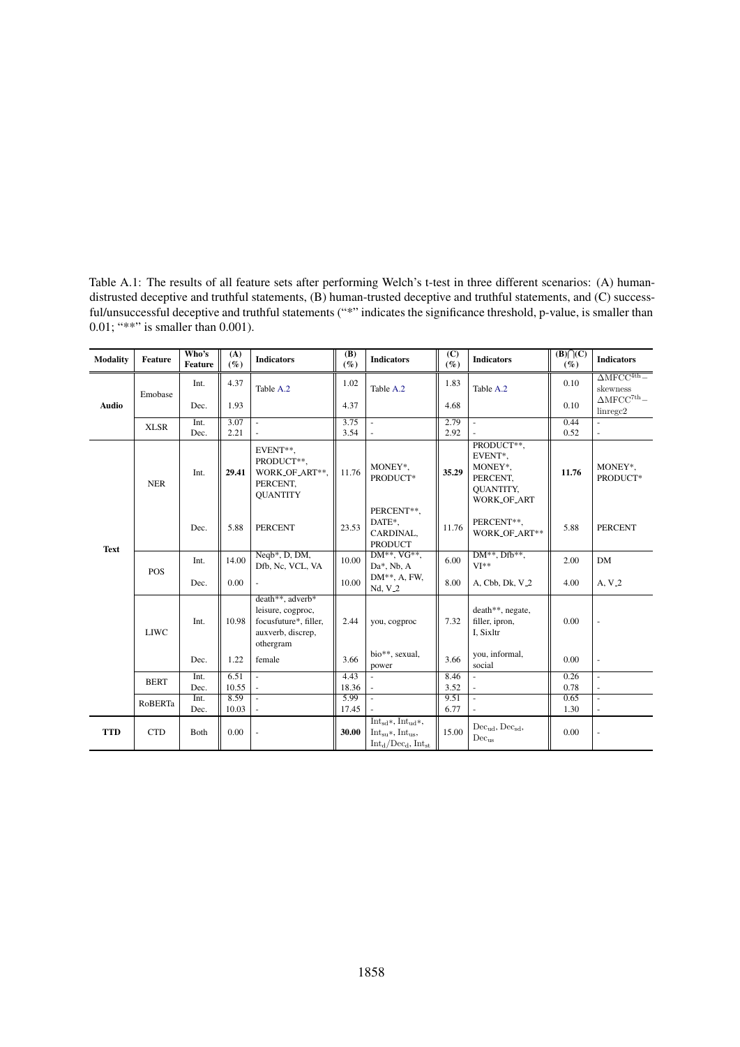Table A.1: The results of all feature sets after performing Welch's t-test in three different scenarios: (A) human-distrusted deceptive and truthful statements, (B) human-trusted deceptive and truthful statements, and (C) successful/unsuccessful deceptive and truthful statements ("*" indicates the significance threshold, p-value, is smaller than 0.01; "**" is smaller than 0.001).

| Modality | Feature | Who's Feature | (A) (%) | Indicators | (B) (%) | Indicators | (C) (%) | Indicators | (B)⋂(C) (%) | Indicators |
|---|---|---|---|---|---|---|---|---|---|---|
| Audio | Emobase | Int. | 4.37 | Table A.2 | 1.02 | Table A.2 | 1.83 | Table A.2 | 0.10 | $\Delta$MFCC$^{4\text{th}}$– skewness |
| | | Dec. | 1.93 | | 4.37 | | 4.68 | | 0.10 | $\Delta$MFCC$^{7\text{th}}$– linregc2 |
| | XLSR | Int. | 3.07 | - | 3.75 | - | 2.79 | - | 0.44 | - |
| | | Dec. | 2.21 | - | 3.54 | - | 2.92 | - | 0.52 | - |
| Text | NER | Int. | **29.41** | EVENT**, PRODUCT**, WORK_OF_ART**, PERCENT, QUANTITY | 11.76 | MONEY*, PRODUCT* | **35.29** | PRODUCT**, EVENT*, MONEY*, PERCENT, QUANTITY, WORK_OF_ART | **11.76** | MONEY*, PRODUCT* |
| | | Dec. | 5.88 | PERCENT | 23.53 | PERCENT**, DATE*, CARDINAL, PRODUCT | 11.76 | PERCENT**, WORK_OF_ART** | 5.88 | PERCENT |
| | POS | Int. | 14.00 | Neqb*, D, DM, Dfb, Nc, VCL, VA | 10.00 | DM**, VG**, Da*, Nb, A | 6.00 | DM**, Dfb**, VI** | 2.00 | DM |
| | | Dec. | 0.00 | - | 10.00 | DM**, A, FW, Nd, V_2 | 8.00 | A, Cbb, Dk, V_2 | 4.00 | A, V_2 |
| | LIWC | Int. | 10.98 | death**, adverb* leisure, cogproc, focusfuture*, filler, auxverb, discrep, othergram | 2.44 | you, cogproc | 7.32 | death**, negate, filler, ipron, I, Sixltr | 0.00 | - |
| | | Dec. | 1.22 | female | 3.66 | bio**, sexual, power | 3.66 | you, informal, social | 0.00 | - |
| | BERT | Int. | 6.51 | - | 4.43 | - | 8.46 | - | 0.26 | - |
| | | Dec. | 10.55 | - | 18.36 | - | 3.52 | - | 0.78 | - |
| | RoBERTa | Int. | 8.59 | - | 5.99 | - | 9.51 | - | 0.65 | - |
| | | Dec. | 10.03 | - | 17.45 | - | 6.77 | - | 1.30 | - |
| TTD | CTD | Both | 0.00 | - | **30.00** | $\text{Int}_{\text{sd}}$*, $\text{Int}_{\text{ud}}$*, $\text{Int}_{\text{su}}$*, $\text{Int}_{\text{us}}$, $\text{Int}_{\text{d}}/\text{Dec}_{\text{d}}$, $\text{Int}_{\text{st}}$ | 15.00 | $\text{Dec}_{\text{ud}}$, $\text{Dec}_{\text{sd}}$, $\text{Dec}_{\text{us}}$ | 0.00 | - |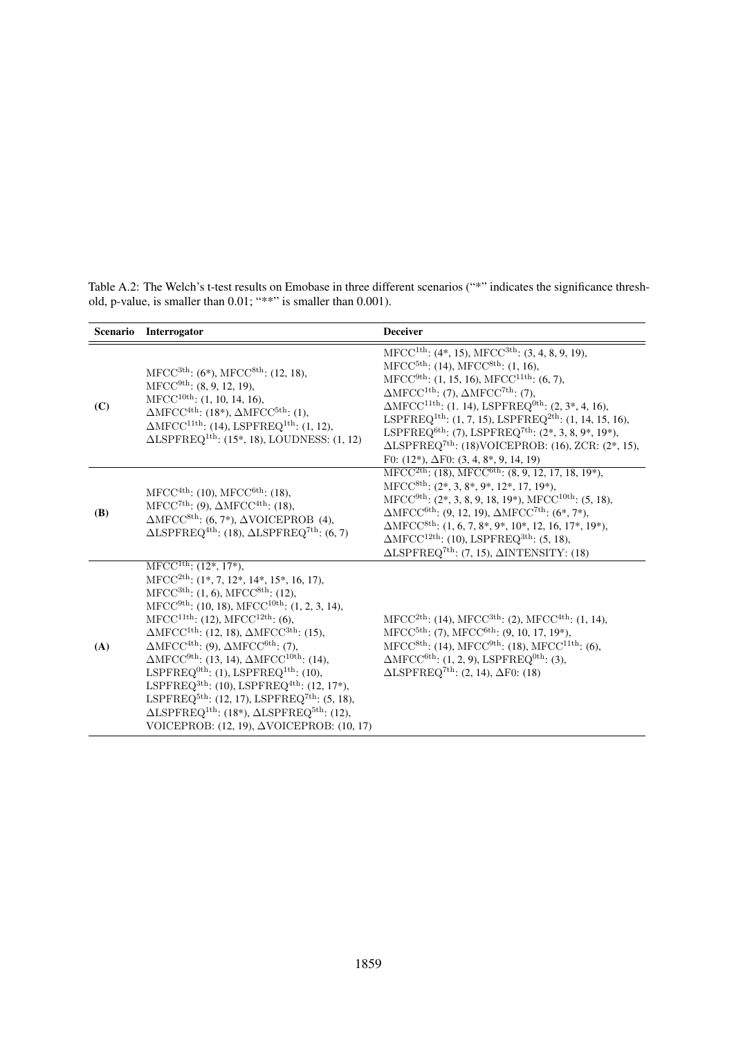Table A.2: The Welch's t-test results on Emobase in three different scenarios ("*" indicates the significance threshold, p-value, is smaller than 0.01; "**" is smaller than 0.001).

| Scenario | Interrogator | Deceiver |
|---|---|---|
| **(C)** | $\mathrm{MFCC^{3th}}$: (6*), $\mathrm{MFCC^{8th}}$: (12, 18), $\mathrm{MFCC^{9th}}$: (8, 9, 12, 19), $\mathrm{MFCC^{10th}}$: (1, 10, 14, 16), $\Delta\mathrm{MFCC^{4th}}$: (18*), $\Delta\mathrm{MFCC^{5th}}$: (1), $\Delta\mathrm{MFCC^{11th}}$: (14), $\mathrm{LSPFREQ^{1th}}$: (1, 12), $\Delta\mathrm{LSPFREQ^{1th}}$: (15*, 18), LOUDNESS: (1, 12) | $\mathrm{MFCC^{1th}}$: (4*, 15), $\mathrm{MFCC^{3th}}$: (3, 4, 8, 9, 19), $\mathrm{MFCC^{5th}}$: (14), $\mathrm{MFCC^{8th}}$: (1, 16), $\mathrm{MFCC^{9th}}$: (1, 15, 16), $\mathrm{MFCC^{11th}}$: (6, 7), $\Delta\mathrm{MFCC^{1th}}$: (7), $\Delta\mathrm{MFCC^{7th}}$: (7), $\Delta\mathrm{MFCC^{11th}}$: (1. 14), $\mathrm{LSPFREQ^{0th}}$: (2, 3*, 4, 16), $\mathrm{LSPFREQ^{1th}}$: (1, 7, 15), $\mathrm{LSPFREQ^{2th}}$: (1, 14, 15, 16), $\mathrm{LSPFREQ^{6th}}$: (7), $\mathrm{LSPFREQ^{7th}}$: (2*, 3, 8, 9*, 19*), $\Delta\mathrm{LSPFREQ^{7th}}$: (18)VOICEPROB: (16), ZCR: (2*, 15), F0: (12*), $\Delta$F0: (3, 4, 8*, 9, 14, 19) |
| **(B)** | $\mathrm{MFCC^{4th}}$: (10), $\mathrm{MFCC^{6th}}$: (18), $\mathrm{MFCC^{7th}}$: (9), $\Delta\mathrm{MFCC^{4th}}$: (18), $\Delta\mathrm{MFCC^{8th}}$: (6, 7*), $\Delta$VOICEPROB (4), $\Delta\mathrm{LSPFREQ^{4th}}$: (18), $\Delta\mathrm{LSPFREQ^{7th}}$: (6, 7) | $\mathrm{MFCC^{2th}}$: (18), $\mathrm{MFCC^{6th}}$: (8, 9, 12, 17, 18, 19*), $\mathrm{MFCC^{8th}}$: (2*, 3, 8*, 9*, 12*, 17, 19*), $\mathrm{MFCC^{9th}}$: (2*, 3, 8, 9, 18, 19*), $\mathrm{MFCC^{10th}}$: (5, 18), $\Delta\mathrm{MFCC^{6th}}$: (9, 12, 19), $\Delta\mathrm{MFCC^{7th}}$: (6*, 7*), $\Delta\mathrm{MFCC^{8th}}$: (1, 6, 7, 8*, 9*, 10*, 12, 16, 17*, 19*), $\Delta\mathrm{MFCC^{12th}}$: (10), $\mathrm{LSPFREQ^{3th}}$: (5, 18), $\Delta\mathrm{LSPFREQ^{7th}}$: (7, 15), $\Delta$INTENSITY: (18) |
| **(A)** | $\mathrm{MFCC^{1th}}$: (12*, 17*), $\mathrm{MFCC^{2th}}$: (1*, 7, 12*, 14*, 15*, 16, 17), $\mathrm{MFCC^{3th}}$: (1, 6), $\mathrm{MFCC^{8th}}$: (12), $\mathrm{MFCC^{9th}}$: (10, 18), $\mathrm{MFCC^{10th}}$: (1, 2, 3, 14), $\mathrm{MFCC^{11th}}$: (12), $\mathrm{MFCC^{12th}}$: (6), $\Delta\mathrm{MFCC^{1th}}$: (12, 18), $\Delta\mathrm{MFCC^{3th}}$: (15), $\Delta\mathrm{MFCC^{4th}}$: (9), $\Delta\mathrm{MFCC^{6th}}$: (7), $\Delta\mathrm{MFCC^{9th}}$: (13, 14), $\Delta\mathrm{MFCC^{10th}}$: (14), $\mathrm{LSPFREQ^{0th}}$: (1), $\mathrm{LSPFREQ^{1th}}$: (10), $\mathrm{LSPFREQ^{3th}}$: (10), $\mathrm{LSPFREQ^{4th}}$: (12, 17*), $\mathrm{LSPFREQ^{5th}}$: (12, 17), $\mathrm{LSPFREQ^{7th}}$: (5, 18), $\Delta\mathrm{LSPFREQ^{1th}}$: (18*), $\Delta\mathrm{LSPFREQ^{5th}}$: (12), VOICEPROB: (12, 19), $\Delta$VOICEPROB: (10, 17) | $\mathrm{MFCC^{2th}}$: (14), $\mathrm{MFCC^{3th}}$: (2), $\mathrm{MFCC^{4th}}$: (1, 14), $\mathrm{MFCC^{5th}}$: (7), $\mathrm{MFCC^{6th}}$: (9, 10, 17, 19*), $\mathrm{MFCC^{8th}}$: (14), $\mathrm{MFCC^{9th}}$: (18), $\mathrm{MFCC^{11th}}$: (6), $\Delta\mathrm{MFCC^{6th}}$: (1, 2, 9), $\mathrm{LSPFREQ^{0th}}$: (3), $\Delta\mathrm{LSPFREQ^{7th}}$: (2, 14), $\Delta$F0: (18) |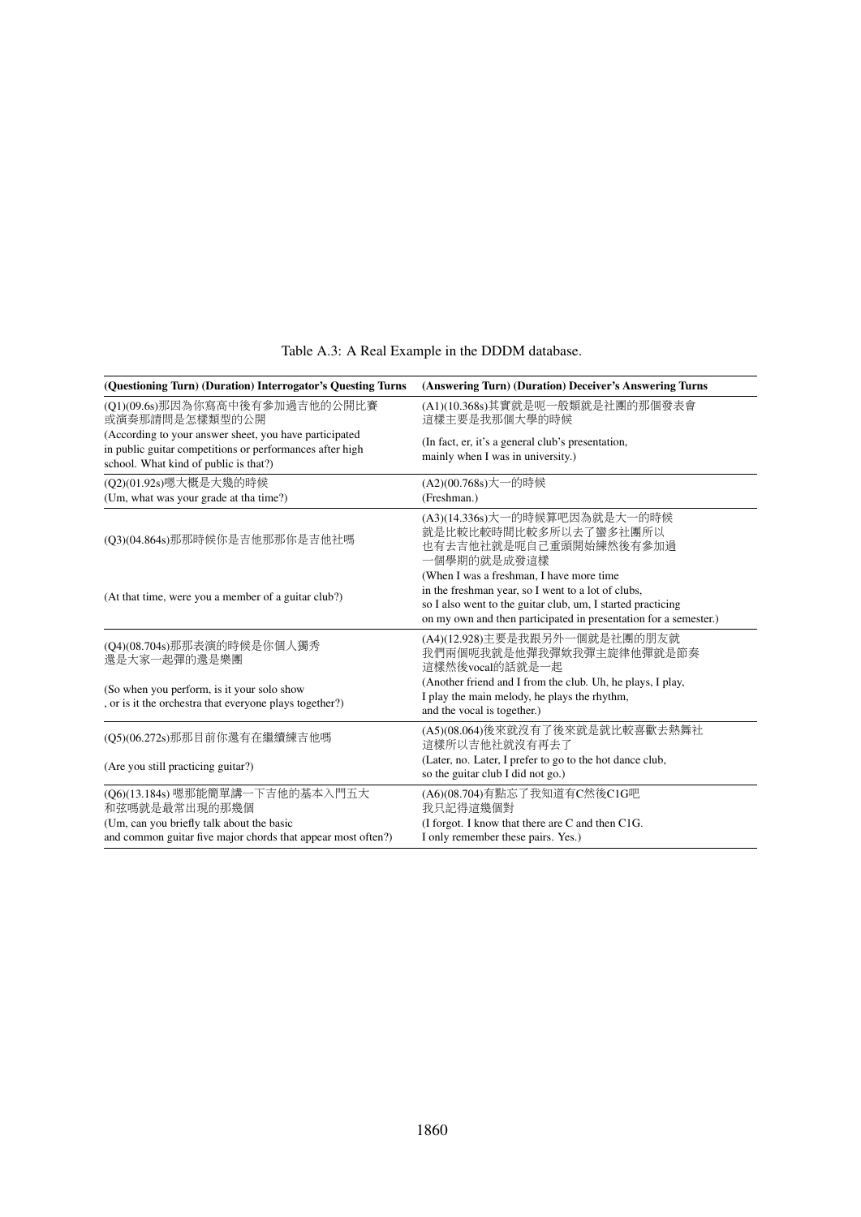Table A.3: A Real Example in the DDDM database.

| (Questioning Turn) (Duration) Interrogator's Questing Turns | (Answering Turn) (Duration) Deceiver's Answering Turns |
|---|---|
| (Q1)(09.6s)那因為你寫高中後有參加過吉他的公開比賽或演奏那請問是怎樣類型的公開<br>(According to your answer sheet, you have participated in public guitar competitions or performances after high school. What kind of public is that?) | (A1)(10.368s)其實就是呃一般類就是社團的那個發表會這樣主要是我那個大學的時候<br>(In fact, er, it's a general club's presentation, mainly when I was in university.) |
| (Q2)(01.92s)嗯大概是大幾的時候<br>(Um, what was your grade at tha time?) | (A2)(00.768s)大一的時候<br>(Freshman.) |
| (Q3)(04.864s)那那時候你是吉他那那你是吉他社嗎<br>(At that time, were you a member of a guitar club?) | (A3)(14.336s)大一的時候算吧因為就是大一的時候就是比較比較時間比較多所以去了蠻多社團所以也有去吉他社就是呃自己重頭開始練然後有參加過一個學期的就是成發這樣<br>(When I was a freshman, I have more time in the freshman year, so I went to a lot of clubs, so I also went to the guitar club, um, I started practicing on my own and then participated in presentation for a semester.) |
| (Q4)(08.704s)那那表演的時候是你個人獨秀還是大家一起彈的還是樂團<br>(So when you perform, is it your solo show , or is it the orchestra that everyone plays together?) | (A4)(12.928)主要是我跟另外一個就是社團的朋友就我們兩個呃我就是他彈我彈欸我彈主旋律他彈就是節奏這樣然後vocal的話就是一起<br>(Another friend and I from the club. Uh, he plays, I play, I play the main melody, he plays the rhythm, and the vocal is together.) |
| (Q5)(06.272s)那那目前你還有在繼續練吉他嗎<br>(Are you still practicing guitar?) | (A5)(08.064)後來就沒有了後來就是就比較喜歡去熱舞社這樣所以吉他社就沒有再去了<br>(Later, no. Later, I prefer to go to the hot dance club, so the guitar club I did not go.) |
| (Q6)(13.184s) 嗯那能簡單講一下吉他的基本入門五大和弦嗎就是最常出現的那幾個<br>(Um, can you briefly talk about the basic and common guitar five major chords that appear most often?) | (A6)(08.704)有點忘了我知道有C然後C1G吧我只記得這幾個對<br>(I forgot. I know that there are C and then C1G. I only remember these pairs. Yes.) |